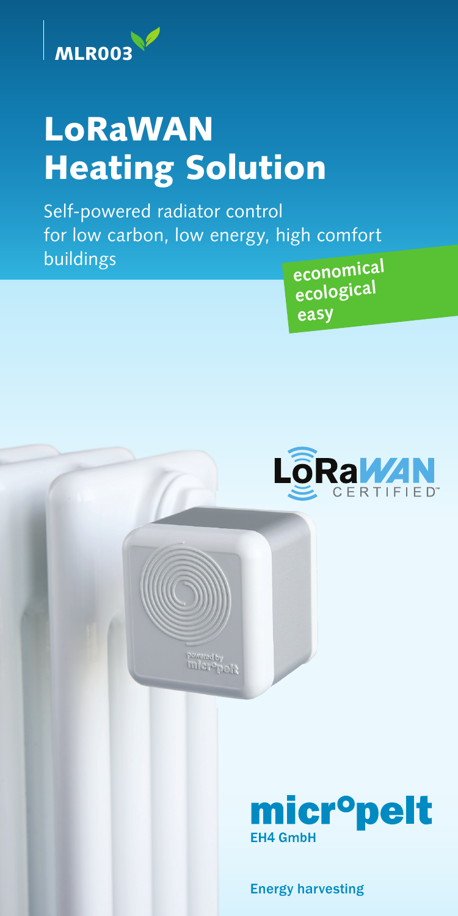MLR003

# LoRaWAN Heating Solution

Self-powered radiator control for low carbon, low energy, high comfort buildings

**economical**
**ecological**
**easy**

LoRaWAN CERTIFIED

micropelt
EH4 GmbH

Energy harvesting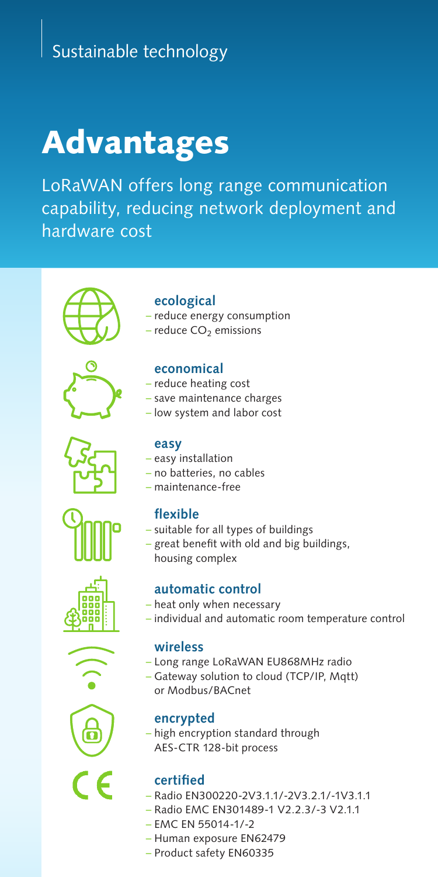Sustainable technology

# Advantages

LoRaWAN offers long range communication capability, reducing network deployment and hardware cost

### ecological

- reduce energy consumption
- reduce $CO_2$ emissions

### economical

- reduce heating cost
- save maintenance charges
- low system and labor cost

### easy

- easy installation
- no batteries, no cables
- maintenance-free

### flexible

- suitable for all types of buildings
- great benefit with old and big buildings, housing complex

### automatic control

- heat only when necessary
- individual and automatic room temperature control

### wireless

- Long range LoRaWAN EU868MHz radio
- Gateway solution to cloud (TCP/IP, Mqtt) or Modbus/BACnet

### encrypted

- high encryption standard through AES-CTR 128-bit process

### certified

- Radio EN300220-2V3.1.1/-2V3.2.1/-1V3.1.1
- Radio EMC EN301489-1 V2.2.3/-3 V2.1.1
- EMC EN 55014-1/-2
- Human exposure EN62479
- Product safety EN60335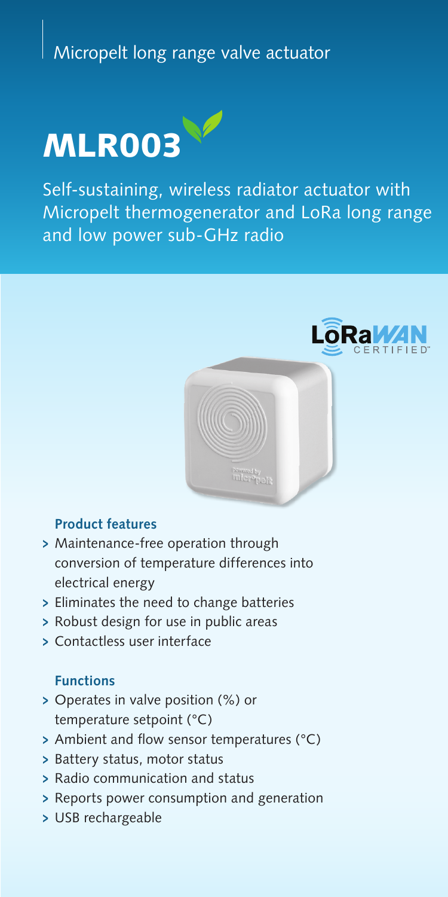Micropelt long range valve actuator

# MLR003

Self-sustaining, wireless radiator actuator with Micropelt thermogenerator and LoRa long range and low power sub-GHz radio

### Product features

- Maintenance-free operation through conversion of temperature differences into electrical energy
- Eliminates the need to change batteries
- Robust design for use in public areas
- Contactless user interface

### Functions

- Operates in valve position (%) or temperature setpoint (°C)
- Ambient and flow sensor temperatures (°C)
- Battery status, motor status
- Radio communication and status
- Reports power consumption and generation
- USB rechargeable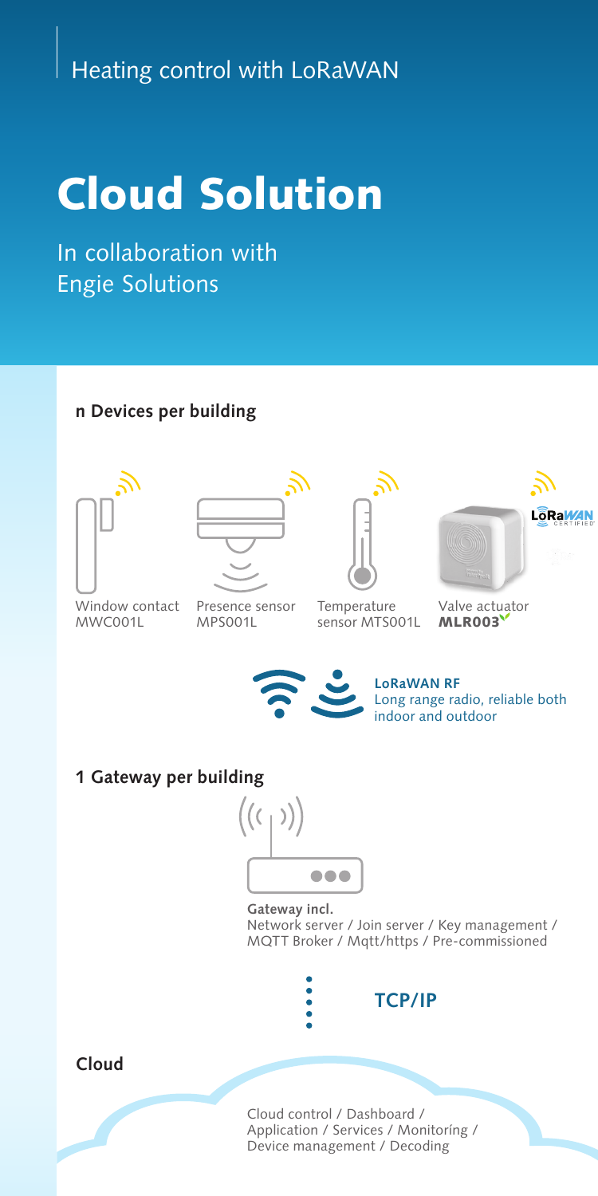Heating control with LoRaWAN

# Cloud Solution

In collaboration with Engie Solutions

## n Devices per building

Window contact MWC001L

Presence sensor MPS001L

Temperature sensor MTS001L

Valve actuator **MLR003**

LoRaWAN CERTIFIED

**LoRaWAN RF**
Long range radio, reliable both indoor and outdoor

## 1 Gateway per building

**Gateway incl.**
Network server / Join server / Key management / MQTT Broker / Mqtt/https / Pre-commissioned

**TCP/IP**

## Cloud

Cloud control / Dashboard / Application / Services / Monitoríng / Device management / Decoding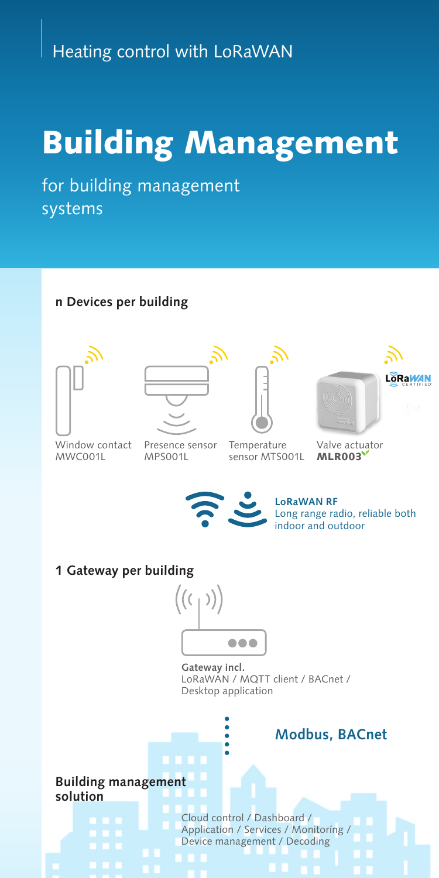Heating control with LoRaWAN

# Building Management

for building management systems

**n Devices per building**

Window contact MWC001L

Presence sensor MPS001L

Temperature sensor MTS001L

Valve actuator **MLR003**

**LoRaWAN RF**
Long range radio, reliable both indoor and outdoor

**1 Gateway per building**

**Gateway incl.**
LoRaWAN / MQTT client / BACnet / Desktop application

**Modbus, BACnet**

**Building management solution**

Cloud control / Dashboard / Application / Services / Monitoring / Device management / Decoding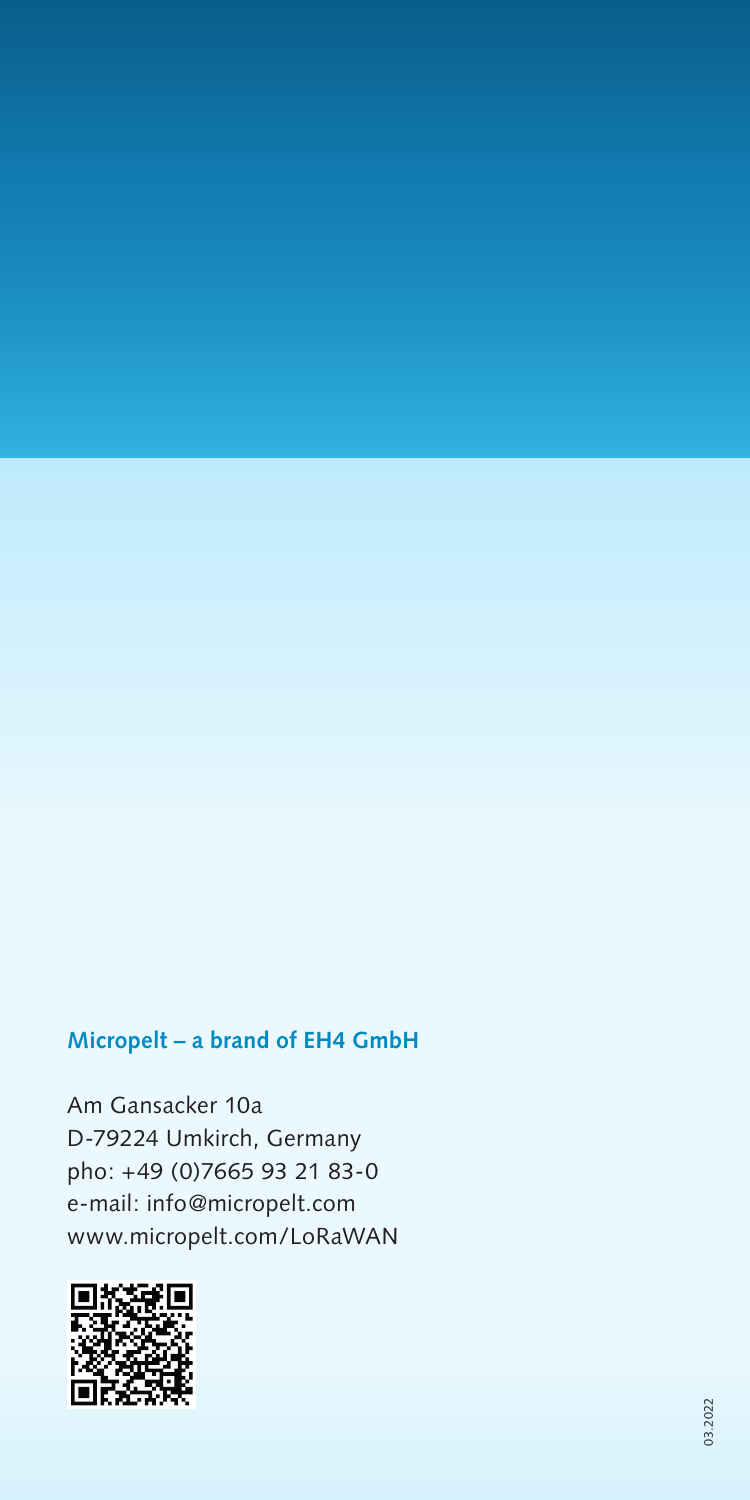**Micropelt – a brand of EH4 GmbH**

Am Gansacker 10a
D-79224 Umkirch, Germany
pho: +49 (0)7665 93 21 83-0
e-mail: info@micropelt.com
www.micropelt.com/LoRaWAN

03.2022